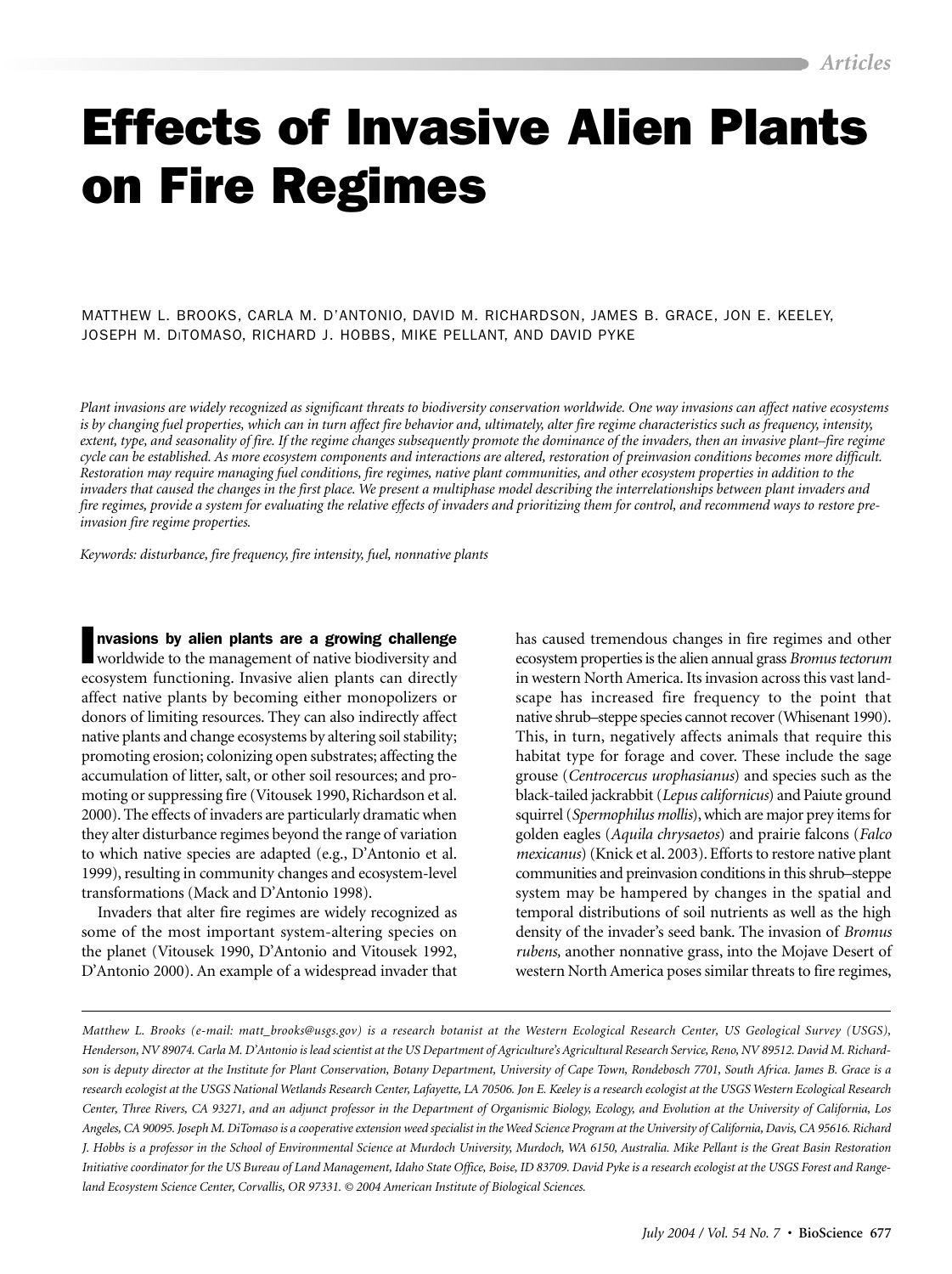# Effects of Invasive Alien Plants on Fire Regimes

MATTHEW L. BROOKS, CARLA M. D'ANTONIO, DAVID M. RICHARDSON, JAMES B. GRACE, JON E. KEELEY, JOSEPH M. DiTOMASO, RICHARD J. HOBBS, MIKE PELLANT, AND DAVID PYKE

*Plant invasions are widely recognized as significant threats to biodiversity conservation worldwide. One way invasions can affect native ecosystems is by changing fuel properties, which can in turn affect fire behavior and, ultimately, alter fire regime characteristics such as frequency, intensity, extent, type, and seasonality of fire. If the regime changes subsequently promote the dominance of the invaders, then an invasive plant–fire regime cycle can be established. As more ecosystem components and interactions are altered, restoration of preinvasion conditions becomes more difficult. Restoration may require managing fuel conditions, fire regimes, native plant communities, and other ecosystem properties in addition to the invaders that caused the changes in the first place. We present a multiphase model describing the interrelationships between plant invaders and fire regimes, provide a system for evaluating the relative effects of invaders and prioritizing them for control, and recommend ways to restore pre-invasion fire regime properties.*

*Keywords: disturbance, fire frequency, fire intensity, fuel, nonnative plants*

**Invasions by alien plants are a growing challenge** worldwide to the management of native biodiversity and ecosystem functioning. Invasive alien plants can directly affect native plants by becoming either monopolizers or donors of limiting resources. They can also indirectly affect native plants and change ecosystems by altering soil stability; promoting erosion; colonizing open substrates; affecting the accumulation of litter, salt, or other soil resources; and promoting or suppressing fire (Vitousek 1990, Richardson et al. 2000). The effects of invaders are particularly dramatic when they alter disturbance regimes beyond the range of variation to which native species are adapted (e.g., D'Antonio et al. 1999), resulting in community changes and ecosystem-level transformations (Mack and D'Antonio 1998).

Invaders that alter fire regimes are widely recognized as some of the most important system-altering species on the planet (Vitousek 1990, D'Antonio and Vitousek 1992, D'Antonio 2000). An example of a widespread invader that has caused tremendous changes in fire regimes and other ecosystem properties is the alien annual grass *Bromus tectorum* in western North America. Its invasion across this vast landscape has increased fire frequency to the point that native shrub–steppe species cannot recover (Whisenant 1990). This, in turn, negatively affects animals that require this habitat type for forage and cover. These include the sage grouse (*Centrocercus urophasianus*) and species such as the black-tailed jackrabbit (*Lepus californicus*) and Paiute ground squirrel (*Spermophilus mollis*), which are major prey items for golden eagles (*Aquila chrysaetos*) and prairie falcons (*Falco mexicanus*) (Knick et al. 2003). Efforts to restore native plant communities and preinvasion conditions in this shrub–steppe system may be hampered by changes in the spatial and temporal distributions of soil nutrients as well as the high density of the invader's seed bank. The invasion of *Bromus rubens,* another nonnative grass, into the Mojave Desert of western North America poses similar threats to fire regimes,

*Matthew L. Brooks (e-mail: matt_brooks@usgs.gov) is a research botanist at the Western Ecological Research Center, US Geological Survey (USGS), Henderson, NV 89074. Carla M. D'Antonio is lead scientist at the US Department of Agriculture's Agricultural Research Service, Reno, NV 89512. David M. Richardson is deputy director at the Institute for Plant Conservation, Botany Department, University of Cape Town, Rondebosch 7701, South Africa. James B. Grace is a research ecologist at the USGS National Wetlands Research Center, Lafayette, LA 70506. Jon E. Keeley is a research ecologist at the USGS Western Ecological Research Center, Three Rivers, CA 93271, and an adjunct professor in the Department of Organismic Biology, Ecology, and Evolution at the University of California, Los Angeles, CA 90095. Joseph M. DiTomaso is a cooperative extension weed specialist in the Weed Science Program at the University of California, Davis, CA 95616. Richard J. Hobbs is a professor in the School of Environmental Science at Murdoch University, Murdoch, WA 6150, Australia. Mike Pellant is the Great Basin Restoration Initiative coordinator for the US Bureau of Land Management, Idaho State Office, Boise, ID 83709. David Pyke is a research ecologist at the USGS Forest and Rangeland Ecosystem Science Center, Corvallis, OR 97331. © 2004 American Institute of Biological Sciences.*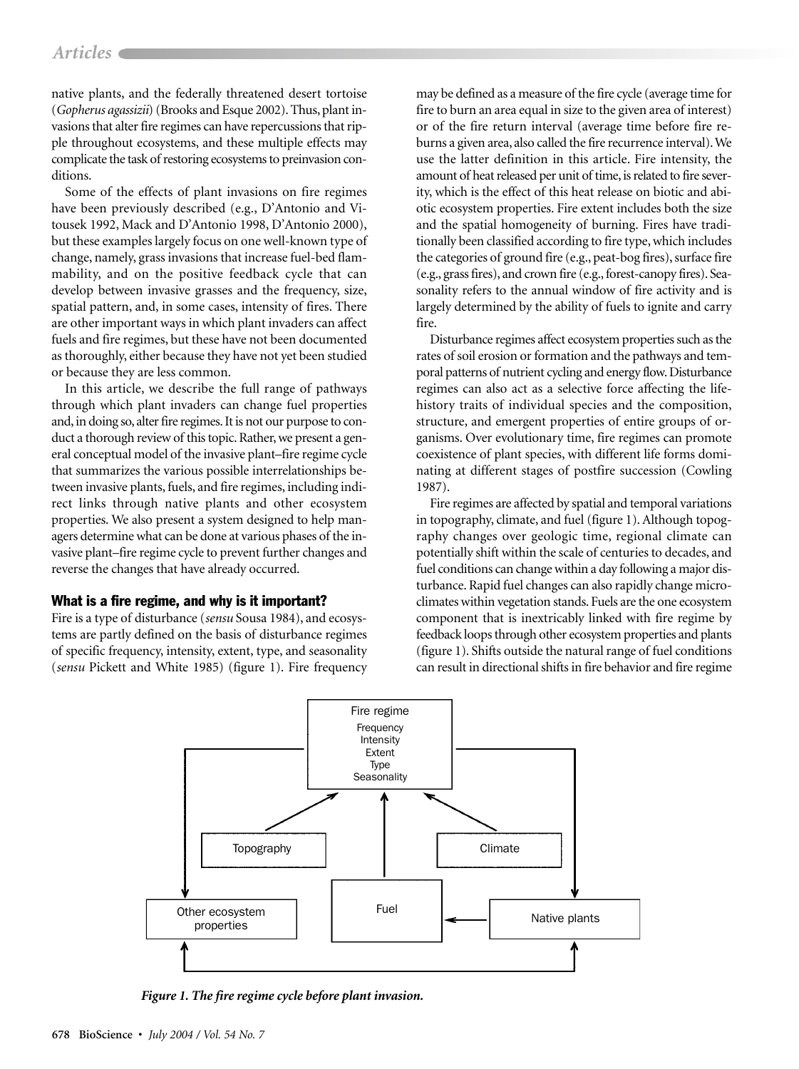native plants, and the federally threatened desert tortoise (*Gopherus agassizii*) (Brooks and Esque 2002). Thus, plant invasions that alter fire regimes can have repercussions that ripple throughout ecosystems, and these multiple effects may complicate the task of restoring ecosystems to preinvasion conditions.

Some of the effects of plant invasions on fire regimes have been previously described (e.g., D'Antonio and Vitousek 1992, Mack and D'Antonio 1998, D'Antonio 2000), but these examples largely focus on one well-known type of change, namely, grass invasions that increase fuel-bed flammability, and on the positive feedback cycle that can develop between invasive grasses and the frequency, size, spatial pattern, and, in some cases, intensity of fires. There are other important ways in which plant invaders can affect fuels and fire regimes, but these have not been documented as thoroughly, either because they have not yet been studied or because they are less common.

In this article, we describe the full range of pathways through which plant invaders can change fuel properties and, in doing so, alter fire regimes. It is not our purpose to conduct a thorough review of this topic. Rather, we present a general conceptual model of the invasive plant–fire regime cycle that summarizes the various possible interrelationships between invasive plants, fuels, and fire regimes, including indirect links through native plants and other ecosystem properties. We also present a system designed to help managers determine what can be done at various phases of the invasive plant–fire regime cycle to prevent further changes and reverse the changes that have already occurred.

## What is a fire regime, and why is it important?

Fire is a type of disturbance (*sensu* Sousa 1984), and ecosystems are partly defined on the basis of disturbance regimes of specific frequency, intensity, extent, type, and seasonality (*sensu* Pickett and White 1985) (figure 1). Fire frequency may be defined as a measure of the fire cycle (average time for fire to burn an area equal in size to the given area of interest) or of the fire return interval (average time before fire reburns a given area, also called the fire recurrence interval). We use the latter definition in this article. Fire intensity, the amount of heat released per unit of time, is related to fire severity, which is the effect of this heat release on biotic and abiotic ecosystem properties. Fire extent includes both the size and the spatial homogeneity of burning. Fires have traditionally been classified according to fire type, which includes the categories of ground fire (e.g., peat-bog fires), surface fire (e.g., grass fires), and crown fire (e.g., forest-canopy fires). Seasonality refers to the annual window of fire activity and is largely determined by the ability of fuels to ignite and carry fire.

Disturbance regimes affect ecosystem properties such as the rates of soil erosion or formation and the pathways and temporal patterns of nutrient cycling and energy flow. Disturbance regimes can also act as a selective force affecting the life-history traits of individual species and the composition, structure, and emergent properties of entire groups of organisms. Over evolutionary time, fire regimes can promote coexistence of plant species, with different life forms dominating at different stages of postfire succession (Cowling 1987).

Fire regimes are affected by spatial and temporal variations in topography, climate, and fuel (figure 1). Although topography changes over geologic time, regional climate can potentially shift within the scale of centuries to decades, and fuel conditions can change within a day following a major disturbance. Rapid fuel changes can also rapidly change microclimates within vegetation stands. Fuels are the one ecosystem component that is inextricably linked with fire regime by feedback loops through other ecosystem properties and plants (figure 1). Shifts outside the natural range of fuel conditions can result in directional shifts in fire behavior and fire regime

Fire regime
Frequency
Intensity
Extent
Type
Seasonality

Topography

Climate

Fuel

Other ecosystem properties

Native plants

*Figure 1. The fire regime cycle before plant invasion.*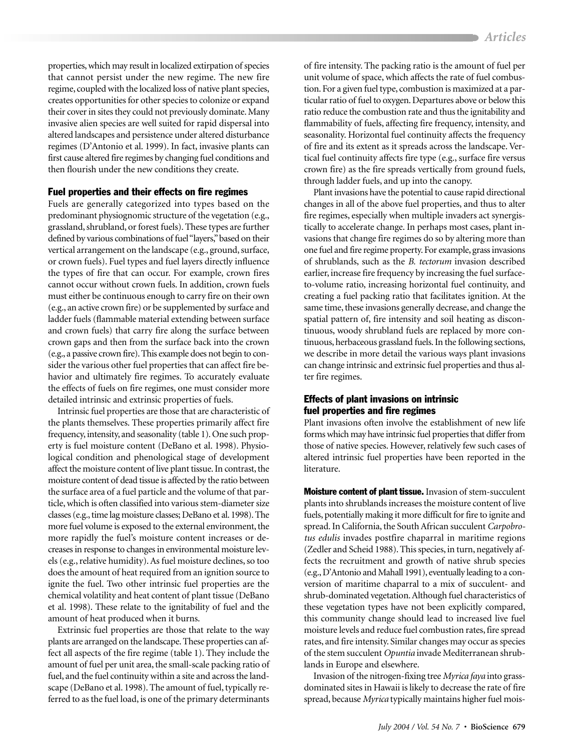properties, which may result in localized extirpation of species that cannot persist under the new regime. The new fire regime, coupled with the localized loss of native plant species, creates opportunities for other species to colonize or expand their cover in sites they could not previously dominate. Many invasive alien species are well suited for rapid dispersal into altered landscapes and persistence under altered disturbance regimes (D'Antonio et al. 1999). In fact, invasive plants can first cause altered fire regimes by changing fuel conditions and then flourish under the new conditions they create.

## Fuel properties and their effects on fire regimes

Fuels are generally categorized into types based on the predominant physiognomic structure of the vegetation (e.g., grassland, shrubland, or forest fuels). These types are further defined by various combinations of fuel "layers," based on their vertical arrangement on the landscape (e.g., ground, surface, or crown fuels). Fuel types and fuel layers directly influence the types of fire that can occur. For example, crown fires cannot occur without crown fuels. In addition, crown fuels must either be continuous enough to carry fire on their own (e.g., an active crown fire) or be supplemented by surface and ladder fuels (flammable material extending between surface and crown fuels) that carry fire along the surface between crown gaps and then from the surface back into the crown (e.g., a passive crown fire). This example does not begin to consider the various other fuel properties that can affect fire behavior and ultimately fire regimes. To accurately evaluate the effects of fuels on fire regimes, one must consider more detailed intrinsic and extrinsic properties of fuels.

Intrinsic fuel properties are those that are characteristic of the plants themselves. These properties primarily affect fire frequency, intensity, and seasonality (table 1). One such property is fuel moisture content (DeBano et al. 1998). Physiological condition and phenological stage of development affect the moisture content of live plant tissue. In contrast, the moisture content of dead tissue is affected by the ratio between the surface area of a fuel particle and the volume of that particle, which is often classified into various stem-diameter size classes (e.g., time lag moisture classes; DeBano et al. 1998). The more fuel volume is exposed to the external environment, the more rapidly the fuel's moisture content increases or decreases in response to changes in environmental moisture levels (e.g., relative humidity). As fuel moisture declines, so too does the amount of heat required from an ignition source to ignite the fuel. Two other intrinsic fuel properties are the chemical volatility and heat content of plant tissue (DeBano et al. 1998). These relate to the ignitability of fuel and the amount of heat produced when it burns.

Extrinsic fuel properties are those that relate to the way plants are arranged on the landscape. These properties can affect all aspects of the fire regime (table 1). They include the amount of fuel per unit area, the small-scale packing ratio of fuel, and the fuel continuity within a site and across the landscape (DeBano et al. 1998). The amount of fuel, typically referred to as the fuel load, is one of the primary determinants of fire intensity. The packing ratio is the amount of fuel per unit volume of space, which affects the rate of fuel combustion. For a given fuel type, combustion is maximized at a particular ratio of fuel to oxygen. Departures above or below this ratio reduce the combustion rate and thus the ignitability and flammability of fuels, affecting fire frequency, intensity, and seasonality. Horizontal fuel continuity affects the frequency of fire and its extent as it spreads across the landscape. Vertical fuel continuity affects fire type (e.g., surface fire versus crown fire) as the fire spreads vertically from ground fuels, through ladder fuels, and up into the canopy.

Plant invasions have the potential to cause rapid directional changes in all of the above fuel properties, and thus to alter fire regimes, especially when multiple invaders act synergistically to accelerate change. In perhaps most cases, plant invasions that change fire regimes do so by altering more than one fuel and fire regime property. For example, grass invasions of shrublands, such as the *B. tectorum* invasion described earlier, increase fire frequency by increasing the fuel surface-to-volume ratio, increasing horizontal fuel continuity, and creating a fuel packing ratio that facilitates ignition. At the same time, these invasions generally decrease, and change the spatial pattern of, fire intensity and soil heating as discontinuous, woody shrubland fuels are replaced by more continuous, herbaceous grassland fuels. In the following sections, we describe in more detail the various ways plant invasions can change intrinsic and extrinsic fuel properties and thus alter fire regimes.

## Effects of plant invasions on intrinsic fuel properties and fire regimes

Plant invasions often involve the establishment of new life forms which may have intrinsic fuel properties that differ from those of native species. However, relatively few such cases of altered intrinsic fuel properties have been reported in the literature.

**Moisture content of plant tissue.** Invasion of stem-succulent plants into shrublands increases the moisture content of live fuels, potentially making it more difficult for fire to ignite and spread. In California, the South African succulent *Carpobrotus edulis* invades postfire chaparral in maritime regions (Zedler and Scheid 1988). This species, in turn, negatively affects the recruitment and growth of native shrub species (e.g., D'Antonio and Mahall 1991), eventually leading to a conversion of maritime chaparral to a mix of succulent- and shrub-dominated vegetation. Although fuel characteristics of these vegetation types have not been explicitly compared, this community change should lead to increased live fuel moisture levels and reduce fuel combustion rates, fire spread rates, and fire intensity. Similar changes may occur as species of the stem succulent *Opuntia* invade Mediterranean shrublands in Europe and elsewhere.

Invasion of the nitrogen-fixing tree *Myrica faya* into grass-dominated sites in Hawaii is likely to decrease the rate of fire spread, because *Myrica* typically maintains higher fuel mois-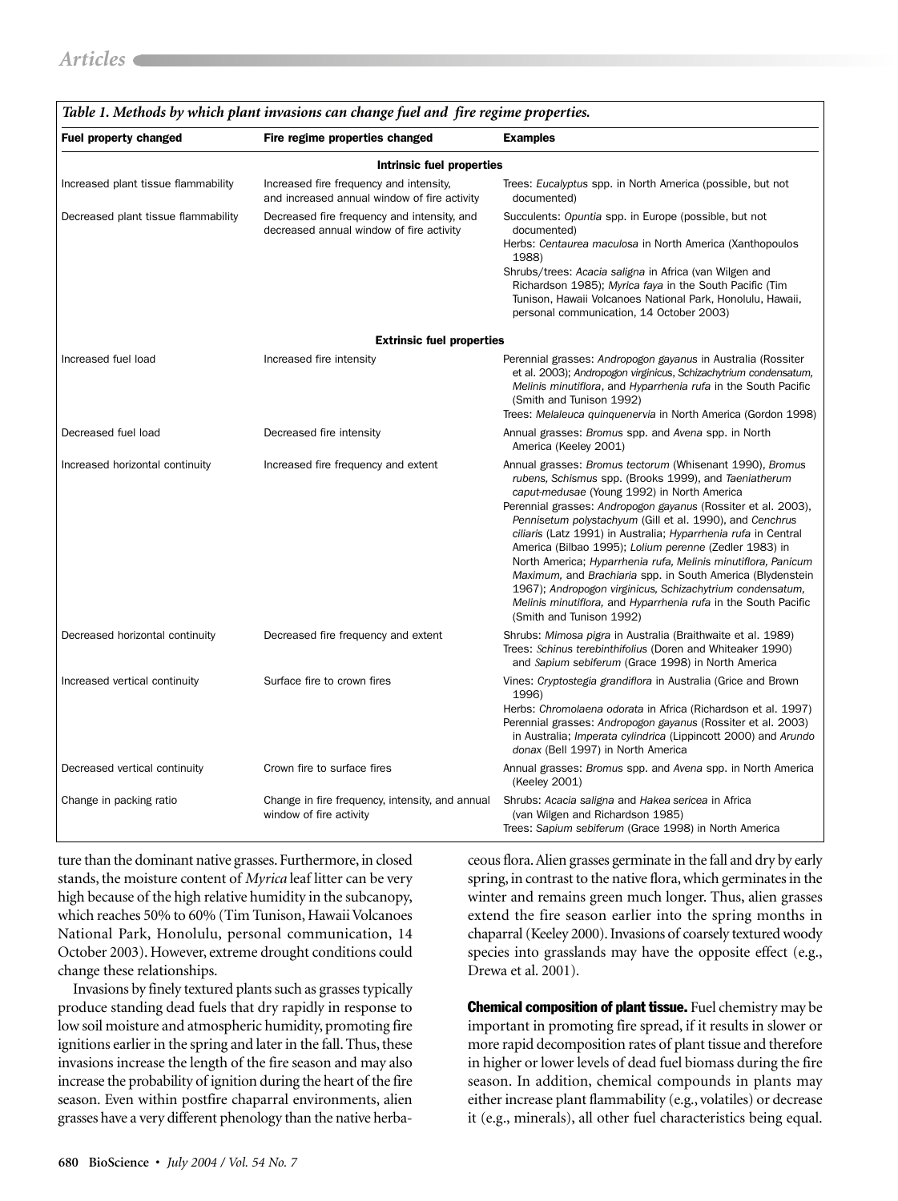*Table 1. Methods by which plant invasions can change fuel and fire regime properties.*

| Fuel property changed | Fire regime properties changed | Examples |
|---|---|---|
| **Intrinsic fuel properties** | | |
| Increased plant tissue flammability | Increased fire frequency and intensity, and increased annual window of fire activity | Trees: *Eucalyptus* spp. in North America (possible, but not documented) |
| Decreased plant tissue flammability | Decreased fire frequency and intensity, and decreased annual window of fire activity | Succulents: *Opuntia* spp. in Europe (possible, but not documented) Herbs: *Centaurea maculosa* in North America (Xanthopoulos 1988) Shrubs/trees: *Acacia saligna* in Africa (van Wilgen and Richardson 1985); *Myrica faya* in the South Pacific (Tim Tunison, Hawaii Volcanoes National Park, Honolulu, Hawaii, personal communication, 14 October 2003) |
| **Extrinsic fuel properties** | | |
| Increased fuel load | Increased fire intensity | Perennial grasses: *Andropogon gayanus* in Australia (Rossiter et al. 2003); *Andropogon virginicus*, *Schizachytrium condensatum, Melinis minutiflora*, and *Hyparrhenia rufa* in the South Pacific (Smith and Tunison 1992) Trees: *Melaleuca quinquenervia* in North America (Gordon 1998) |
| Decreased fuel load | Decreased fire intensity | Annual grasses: *Bromus* spp. and *Avena* spp. in North America (Keeley 2001) |
| Increased horizontal continuity | Increased fire frequency and extent | Annual grasses: *Bromus tectorum* (Whisenant 1990), *Bromus rubens, Schismus* spp. (Brooks 1999), and *Taeniatherum caput-medusae* (Young 1992) in North America Perennial grasses: *Andropogon gayanus* (Rossiter et al. 2003), *Pennisetum polystachyum* (Gill et al. 1990), and *Cenchrus ciliaris* (Latz 1991) in Australia; *Hyparrhenia rufa* in Central America (Bilbao 1995); *Lolium perenne* (Zedler 1983) in North America; *Hyparrhenia rufa, Melinis minutiflora, Panicum Maximum,* and *Brachiaria* spp. in South America (Blydenstein 1967); *Andropogon virginicus, Schizachytrium condensatum, Melinis minutiflora,* and *Hyparrhenia rufa* in the South Pacific (Smith and Tunison 1992) |
| Decreased horizontal continuity | Decreased fire frequency and extent | Shrubs: *Mimosa pigra* in Australia (Braithwaite et al. 1989) Trees: *Schinus terebinthifolius* (Doren and Whiteaker 1990) and *Sapium sebiferum* (Grace 1998) in North America |
| Increased vertical continuity | Surface fire to crown fires | Vines: *Cryptostegia grandiflora* in Australia (Grice and Brown 1996) Herbs: *Chromolaena odorata* in Africa (Richardson et al. 1997) Perennial grasses: *Andropogon gayanus* (Rossiter et al. 2003) in Australia; *Imperata cylindrica* (Lippincott 2000) and *Arundo donax* (Bell 1997) in North America |
| Decreased vertical continuity | Crown fire to surface fires | Annual grasses: *Bromus* spp. and *Avena* spp. in North America (Keeley 2001) |
| Change in packing ratio | Change in fire frequency, intensity, and annual window of fire activity | Shrubs: *Acacia saligna* and *Hakea sericea* in Africa (van Wilgen and Richardson 1985) Trees: *Sapium sebiferum* (Grace 1998) in North America |

ture than the dominant native grasses. Furthermore, in closed stands, the moisture content of *Myrica* leaf litter can be very high because of the high relative humidity in the subcanopy, which reaches 50% to 60% (Tim Tunison, Hawaii Volcanoes National Park, Honolulu, personal communication, 14 October 2003). However, extreme drought conditions could change these relationships.

Invasions by finely textured plants such as grasses typically produce standing dead fuels that dry rapidly in response to low soil moisture and atmospheric humidity, promoting fire ignitions earlier in the spring and later in the fall. Thus, these invasions increase the length of the fire season and may also increase the probability of ignition during the heart of the fire season. Even within postfire chaparral environments, alien grasses have a very different phenology than the native herbaceous flora. Alien grasses germinate in the fall and dry by early spring, in contrast to the native flora, which germinates in the winter and remains green much longer. Thus, alien grasses extend the fire season earlier into the spring months in chaparral (Keeley 2000). Invasions of coarsely textured woody species into grasslands may have the opposite effect (e.g., Drewa et al. 2001).

**Chemical composition of plant tissue.** Fuel chemistry may be important in promoting fire spread, if it results in slower or more rapid decomposition rates of plant tissue and therefore in higher or lower levels of dead fuel biomass during the fire season. In addition, chemical compounds in plants may either increase plant flammability (e.g., volatiles) or decrease it (e.g., minerals), all other fuel characteristics being equal.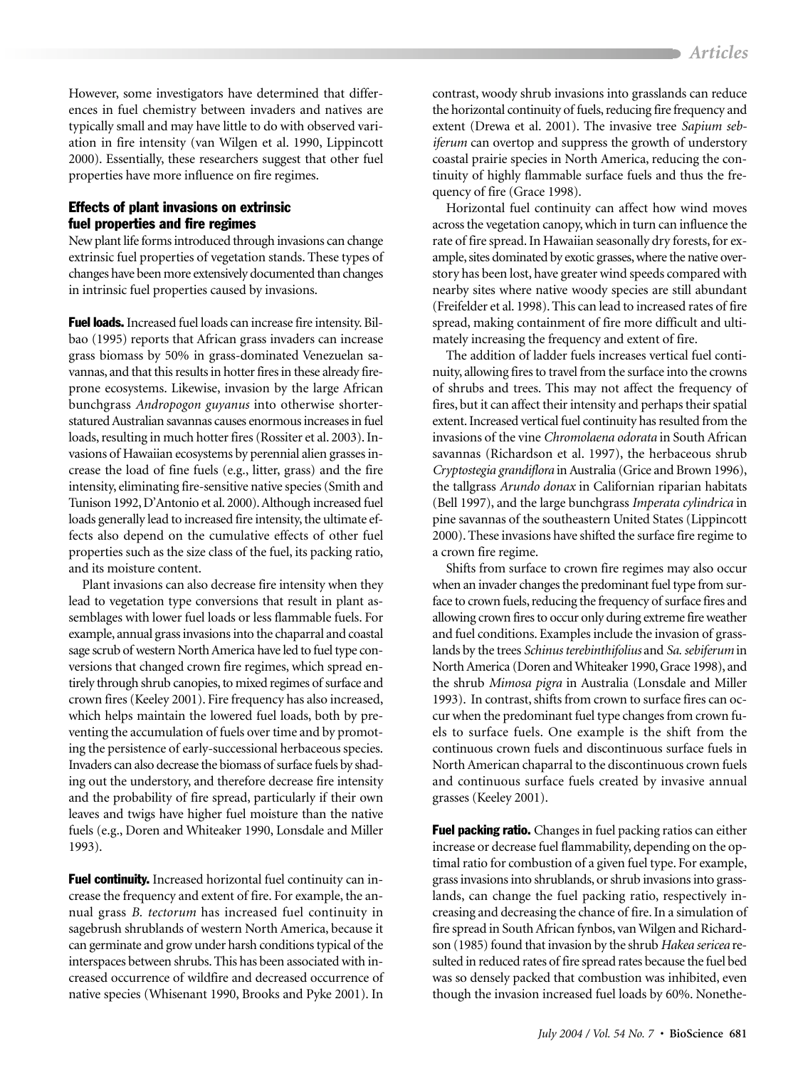However, some investigators have determined that differences in fuel chemistry between invaders and natives are typically small and may have little to do with observed variation in fire intensity (van Wilgen et al. 1990, Lippincott 2000). Essentially, these researchers suggest that other fuel properties have more influence on fire regimes.

## Effects of plant invasions on extrinsic fuel properties and fire regimes

New plant life forms introduced through invasions can change extrinsic fuel properties of vegetation stands. These types of changes have been more extensively documented than changes in intrinsic fuel properties caused by invasions.

**Fuel loads.** Increased fuel loads can increase fire intensity. Bilbao (1995) reports that African grass invaders can increase grass biomass by 50% in grass-dominated Venezuelan savannas, and that this results in hotter fires in these already fire-prone ecosystems. Likewise, invasion by the large African bunchgrass *Andropogon guyanus* into otherwise shorter-statured Australian savannas causes enormous increases in fuel loads, resulting in much hotter fires (Rossiter et al. 2003). Invasions of Hawaiian ecosystems by perennial alien grasses increase the load of fine fuels (e.g., litter, grass) and the fire intensity, eliminating fire-sensitive native species (Smith and Tunison 1992, D'Antonio et al. 2000). Although increased fuel loads generally lead to increased fire intensity, the ultimate effects also depend on the cumulative effects of other fuel properties such as the size class of the fuel, its packing ratio, and its moisture content.

Plant invasions can also decrease fire intensity when they lead to vegetation type conversions that result in plant assemblages with lower fuel loads or less flammable fuels. For example, annual grass invasions into the chaparral and coastal sage scrub of western North America have led to fuel type conversions that changed crown fire regimes, which spread entirely through shrub canopies, to mixed regimes of surface and crown fires (Keeley 2001). Fire frequency has also increased, which helps maintain the lowered fuel loads, both by preventing the accumulation of fuels over time and by promoting the persistence of early-successional herbaceous species. Invaders can also decrease the biomass of surface fuels by shading out the understory, and therefore decrease fire intensity and the probability of fire spread, particularly if their own leaves and twigs have higher fuel moisture than the native fuels (e.g., Doren and Whiteaker 1990, Lonsdale and Miller 1993).

**Fuel continuity.** Increased horizontal fuel continuity can increase the frequency and extent of fire. For example, the annual grass *B. tectorum* has increased fuel continuity in sagebrush shrublands of western North America, because it can germinate and grow under harsh conditions typical of the interspaces between shrubs. This has been associated with increased occurrence of wildfire and decreased occurrence of native species (Whisenant 1990, Brooks and Pyke 2001). In contrast, woody shrub invasions into grasslands can reduce the horizontal continuity of fuels, reducing fire frequency and extent (Drewa et al. 2001). The invasive tree *Sapium sebiferum* can overtop and suppress the growth of understory coastal prairie species in North America, reducing the continuity of highly flammable surface fuels and thus the frequency of fire (Grace 1998).

Horizontal fuel continuity can affect how wind moves across the vegetation canopy, which in turn can influence the rate of fire spread. In Hawaiian seasonally dry forests, for example, sites dominated by exotic grasses, where the native overstory has been lost, have greater wind speeds compared with nearby sites where native woody species are still abundant (Freifelder et al. 1998). This can lead to increased rates of fire spread, making containment of fire more difficult and ultimately increasing the frequency and extent of fire.

The addition of ladder fuels increases vertical fuel continuity, allowing fires to travel from the surface into the crowns of shrubs and trees. This may not affect the frequency of fires, but it can affect their intensity and perhaps their spatial extent. Increased vertical fuel continuity has resulted from the invasions of the vine *Chromolaena odorata* in South African savannas (Richardson et al. 1997), the herbaceous shrub *Cryptostegia grandiflora* in Australia (Grice and Brown 1996), the tallgrass *Arundo donax* in Californian riparian habitats (Bell 1997), and the large bunchgrass *Imperata cylindrica* in pine savannas of the southeastern United States (Lippincott 2000). These invasions have shifted the surface fire regime to a crown fire regime.

Shifts from surface to crown fire regimes may also occur when an invader changes the predominant fuel type from surface to crown fuels, reducing the frequency of surface fires and allowing crown fires to occur only during extreme fire weather and fuel conditions. Examples include the invasion of grasslands by the trees *Schinus terebinthifolius* and *Sa. sebiferum* in North America (Doren and Whiteaker 1990, Grace 1998), and the shrub *Mimosa pigra* in Australia (Lonsdale and Miller 1993). In contrast, shifts from crown to surface fires can occur when the predominant fuel type changes from crown fuels to surface fuels. One example is the shift from the continuous crown fuels and discontinuous surface fuels in North American chaparral to the discontinuous crown fuels and continuous surface fuels created by invasive annual grasses (Keeley 2001).

**Fuel packing ratio.** Changes in fuel packing ratios can either increase or decrease fuel flammability, depending on the optimal ratio for combustion of a given fuel type. For example, grass invasions into shrublands, or shrub invasions into grasslands, can change the fuel packing ratio, respectively increasing and decreasing the chance of fire. In a simulation of fire spread in South African fynbos, van Wilgen and Richardson (1985) found that invasion by the shrub *Hakea sericea* resulted in reduced rates of fire spread rates because the fuel bed was so densely packed that combustion was inhibited, even though the invasion increased fuel loads by 60%. Nonethe-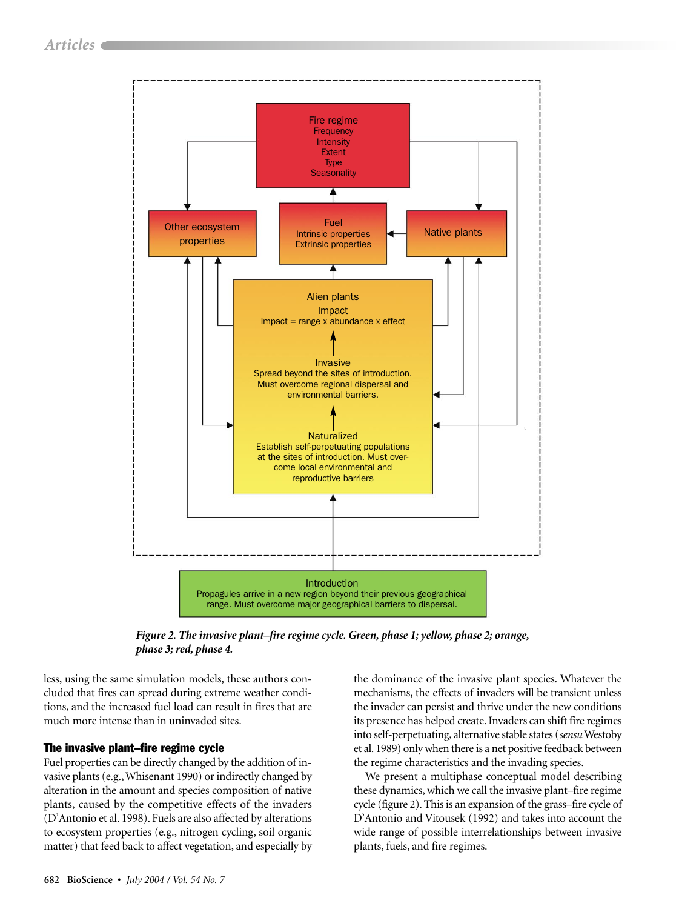Fire regime
Frequency
Intensity
Extent
Type
Seasonality

Other ecosystem properties

Fuel
Intrinsic properties
Extrinsic properties

Native plants

Alien plants
Impact
Impact = range x abundance x effect

Invasive
Spread beyond the sites of introduction. Must overcome regional dispersal and environmental barriers.

Naturalized
Establish self-perpetuating populations at the sites of introduction. Must overcome local environmental and reproductive barriers

Introduction
Propagules arrive in a new region beyond their previous geographical range. Must overcome major geographical barriers to dispersal.

*Figure 2. The invasive plant–fire regime cycle. Green, phase 1; yellow, phase 2; orange, phase 3; red, phase 4.*

less, using the same simulation models, these authors concluded that fires can spread during extreme weather conditions, and the increased fuel load can result in fires that are much more intense than in uninvaded sites.

## The invasive plant–fire regime cycle

Fuel properties can be directly changed by the addition of invasive plants (e.g., Whisenant 1990) or indirectly changed by alteration in the amount and species composition of native plants, caused by the competitive effects of the invaders (D'Antonio et al. 1998). Fuels are also affected by alterations to ecosystem properties (e.g., nitrogen cycling, soil organic matter) that feed back to affect vegetation, and especially by the dominance of the invasive plant species. Whatever the mechanisms, the effects of invaders will be transient unless the invader can persist and thrive under the new conditions its presence has helped create. Invaders can shift fire regimes into self-perpetuating, alternative stable states (*sensu* Westoby et al. 1989) only when there is a net positive feedback between the regime characteristics and the invading species.

We present a multiphase conceptual model describing these dynamics, which we call the invasive plant–fire regime cycle (figure 2). This is an expansion of the grass–fire cycle of D'Antonio and Vitousek (1992) and takes into account the wide range of possible interrelationships between invasive plants, fuels, and fire regimes.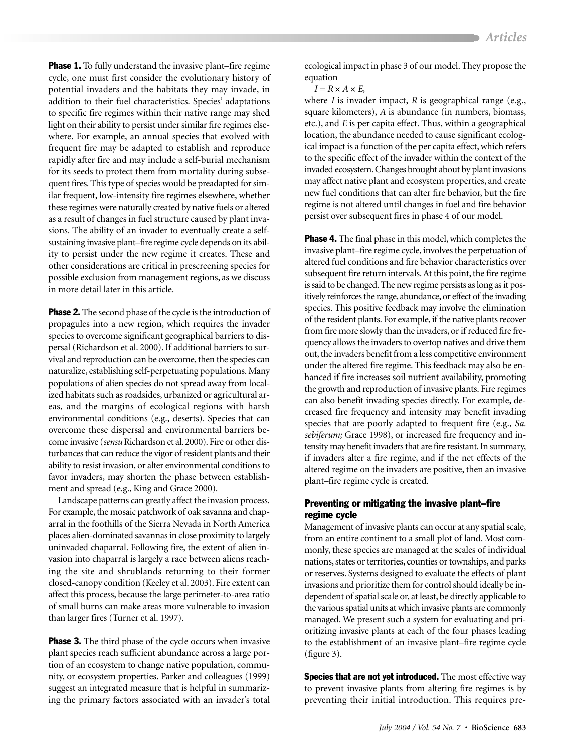**Phase 1.** To fully understand the invasive plant–fire regime cycle, one must first consider the evolutionary history of potential invaders and the habitats they may invade, in addition to their fuel characteristics. Species' adaptations to specific fire regimes within their native range may shed light on their ability to persist under similar fire regimes elsewhere. For example, an annual species that evolved with frequent fire may be adapted to establish and reproduce rapidly after fire and may include a self-burial mechanism for its seeds to protect them from mortality during subsequent fires. This type of species would be preadapted for similar frequent, low-intensity fire regimes elsewhere, whether these regimes were naturally created by native fuels or altered as a result of changes in fuel structure caused by plant invasions. The ability of an invader to eventually create a self-sustaining invasive plant–fire regime cycle depends on its ability to persist under the new regime it creates. These and other considerations are critical in prescreening species for possible exclusion from management regions, as we discuss in more detail later in this article.

**Phase 2.** The second phase of the cycle is the introduction of propagules into a new region, which requires the invader species to overcome significant geographical barriers to dispersal (Richardson et al. 2000). If additional barriers to survival and reproduction can be overcome, then the species can naturalize, establishing self-perpetuating populations. Many populations of alien species do not spread away from localized habitats such as roadsides, urbanized or agricultural areas, and the margins of ecological regions with harsh environmental conditions (e.g., deserts). Species that can overcome these dispersal and environmental barriers become invasive (*sensu* Richardson et al. 2000). Fire or other disturbances that can reduce the vigor of resident plants and their ability to resist invasion, or alter environmental conditions to favor invaders, may shorten the phase between establishment and spread (e.g., King and Grace 2000).

Landscape patterns can greatly affect the invasion process. For example, the mosaic patchwork of oak savanna and chaparral in the foothills of the Sierra Nevada in North America places alien-dominated savannas in close proximity to largely uninvaded chaparral. Following fire, the extent of alien invasion into chaparral is largely a race between aliens reaching the site and shrublands returning to their former closed-canopy condition (Keeley et al. 2003). Fire extent can affect this process, because the large perimeter-to-area ratio of small burns can make areas more vulnerable to invasion than larger fires (Turner et al. 1997).

**Phase 3.** The third phase of the cycle occurs when invasive plant species reach sufficient abundance across a large portion of an ecosystem to change native population, community, or ecosystem properties. Parker and colleagues (1999) suggest an integrated measure that is helpful in summarizing the primary factors associated with an invader's total ecological impact in phase 3 of our model. They propose the equation

$$I = R \times A \times E,$$

where $I$ is invader impact, $R$ is geographical range (e.g., square kilometers), $A$ is abundance (in numbers, biomass, etc.), and $E$ is per capita effect. Thus, within a geographical location, the abundance needed to cause significant ecological impact is a function of the per capita effect, which refers to the specific effect of the invader within the context of the invaded ecosystem. Changes brought about by plant invasions may affect native plant and ecosystem properties, and create new fuel conditions that can alter fire behavior, but the fire regime is not altered until changes in fuel and fire behavior persist over subsequent fires in phase 4 of our model.

**Phase 4.** The final phase in this model, which completes the invasive plant–fire regime cycle, involves the perpetuation of altered fuel conditions and fire behavior characteristics over subsequent fire return intervals. At this point, the fire regime is said to be changed. The new regime persists as long as it positively reinforces the range, abundance, or effect of the invading species. This positive feedback may involve the elimination of the resident plants. For example, if the native plants recover from fire more slowly than the invaders, or if reduced fire frequency allows the invaders to overtop natives and drive them out, the invaders benefit from a less competitive environment under the altered fire regime. This feedback may also be enhanced if fire increases soil nutrient availability, promoting the growth and reproduction of invasive plants. Fire regimes can also benefit invading species directly. For example, decreased fire frequency and intensity may benefit invading species that are poorly adapted to frequent fire (e.g., *Sa. sebiferum;* Grace 1998), or increased fire frequency and intensity may benefit invaders that are fire resistant. In summary, if invaders alter a fire regime, and if the net effects of the altered regime on the invaders are positive, then an invasive plant–fire regime cycle is created.

## Preventing or mitigating the invasive plant–fire regime cycle

Management of invasive plants can occur at any spatial scale, from an entire continent to a small plot of land. Most commonly, these species are managed at the scales of individual nations, states or territories, counties or townships, and parks or reserves. Systems designed to evaluate the effects of plant invasions and prioritize them for control should ideally be independent of spatial scale or, at least, be directly applicable to the various spatial units at which invasive plants are commonly managed. We present such a system for evaluating and prioritizing invasive plants at each of the four phases leading to the establishment of an invasive plant–fire regime cycle (figure 3).

**Species that are not yet introduced.** The most effective way to prevent invasive plants from altering fire regimes is by preventing their initial introduction. This requires pre-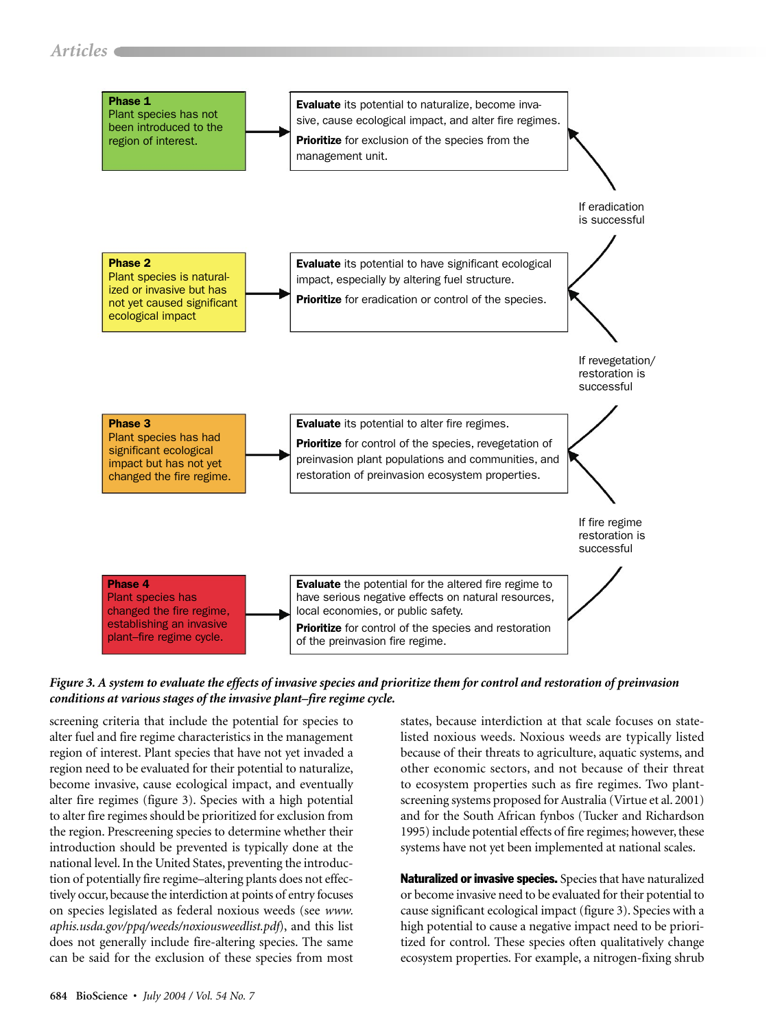**Phase 1**
Plant species has not been introduced to the region of interest.

**Evaluate** its potential to naturalize, become invasive, cause ecological impact, and alter fire regimes.
**Prioritize** for exclusion of the species from the management unit.

If eradication is successful

**Phase 2**
Plant species is naturalized or invasive but has not yet caused significant ecological impact

**Evaluate** its potential to have significant ecological impact, especially by altering fuel structure.
**Prioritize** for eradication or control of the species.

If revegetation/ restoration is successful

**Phase 3**
Plant species has had significant ecological impact but has not yet changed the fire regime.

**Evaluate** its potential to alter fire regimes.
**Prioritize** for control of the species, revegetation of preinvasion plant populations and communities, and restoration of preinvasion ecosystem properties.

If fire regime restoration is successful

**Phase 4**
Plant species has changed the fire regime, establishing an invasive plant–fire regime cycle.

**Evaluate** the potential for the altered fire regime to have serious negative effects on natural resources, local economies, or public safety.
**Prioritize** for control of the species and restoration of the preinvasion fire regime.

*Figure 3. A system to evaluate the effects of invasive species and prioritize them for control and restoration of preinvasion conditions at various stages of the invasive plant–fire regime cycle.*

screening criteria that include the potential for species to alter fuel and fire regime characteristics in the management region of interest. Plant species that have not yet invaded a region need to be evaluated for their potential to naturalize, become invasive, cause ecological impact, and eventually alter fire regimes (figure 3). Species with a high potential to alter fire regimes should be prioritized for exclusion from the region. Prescreening species to determine whether their introduction should be prevented is typically done at the national level. In the United States, preventing the introduction of potentially fire regime–altering plants does not effectively occur, because the interdiction at points of entry focuses on species legislated as federal noxious weeds (see *www.aphis.usda.gov/ppq/weeds/noxiousweedlist.pdf*), and this list does not generally include fire-altering species. The same can be said for the exclusion of these species from most states, because interdiction at that scale focuses on state-listed noxious weeds. Noxious weeds are typically listed because of their threats to agriculture, aquatic systems, and other economic sectors, and not because of their threat to ecosystem properties such as fire regimes. Two plant-screening systems proposed for Australia (Virtue et al. 2001) and for the South African fynbos (Tucker and Richardson 1995) include potential effects of fire regimes; however, these systems have not yet been implemented at national scales.

**Naturalized or invasive species.** Species that have naturalized or become invasive need to be evaluated for their potential to cause significant ecological impact (figure 3). Species with a high potential to cause a negative impact need to be prioritized for control. These species often qualitatively change ecosystem properties. For example, a nitrogen-fixing shrub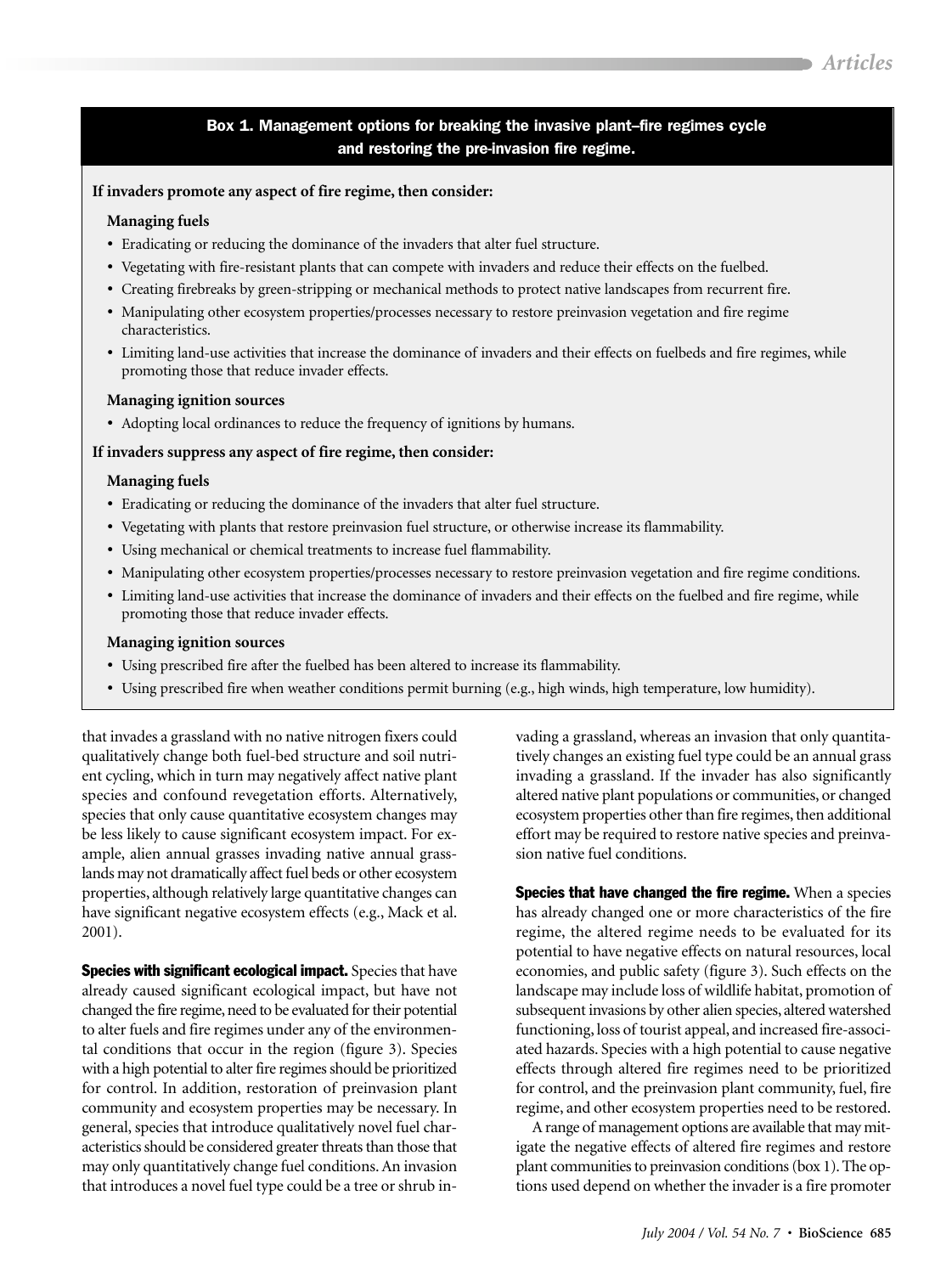## Box 1. Management options for breaking the invasive plant–fire regimes cycle and restoring the pre-invasion fire regime.

**If invaders promote any aspect of fire regime, then consider:**

**Managing fuels**

- Eradicating or reducing the dominance of the invaders that alter fuel structure.
- Vegetating with fire-resistant plants that can compete with invaders and reduce their effects on the fuelbed.
- Creating firebreaks by green-stripping or mechanical methods to protect native landscapes from recurrent fire.
- Manipulating other ecosystem properties/processes necessary to restore preinvasion vegetation and fire regime characteristics.
- Limiting land-use activities that increase the dominance of invaders and their effects on fuelbeds and fire regimes, while promoting those that reduce invader effects.

**Managing ignition sources**

- Adopting local ordinances to reduce the frequency of ignitions by humans.

**If invaders suppress any aspect of fire regime, then consider:**

**Managing fuels**

- Eradicating or reducing the dominance of the invaders that alter fuel structure.
- Vegetating with plants that restore preinvasion fuel structure, or otherwise increase its flammability.
- Using mechanical or chemical treatments to increase fuel flammability.
- Manipulating other ecosystem properties/processes necessary to restore preinvasion vegetation and fire regime conditions.
- Limiting land-use activities that increase the dominance of invaders and their effects on the fuelbed and fire regime, while promoting those that reduce invader effects.

**Managing ignition sources**

- Using prescribed fire after the fuelbed has been altered to increase its flammability.
- Using prescribed fire when weather conditions permit burning (e.g., high winds, high temperature, low humidity).

that invades a grassland with no native nitrogen fixers could qualitatively change both fuel-bed structure and soil nutrient cycling, which in turn may negatively affect native plant species and confound revegetation efforts. Alternatively, species that only cause quantitative ecosystem changes may be less likely to cause significant ecosystem impact. For example, alien annual grasses invading native annual grasslands may not dramatically affect fuel beds or other ecosystem properties, although relatively large quantitative changes can have significant negative ecosystem effects (e.g., Mack et al. 2001).

**Species with significant ecological impact.** Species that have already caused significant ecological impact, but have not changed the fire regime, need to be evaluated for their potential to alter fuels and fire regimes under any of the environmental conditions that occur in the region (figure 3). Species with a high potential to alter fire regimes should be prioritized for control. In addition, restoration of preinvasion plant community and ecosystem properties may be necessary. In general, species that introduce qualitatively novel fuel characteristics should be considered greater threats than those that may only quantitatively change fuel conditions. An invasion that introduces a novel fuel type could be a tree or shrub invading a grassland, whereas an invasion that only quantitatively changes an existing fuel type could be an annual grass invading a grassland. If the invader has also significantly altered native plant populations or communities, or changed ecosystem properties other than fire regimes, then additional effort may be required to restore native species and preinvasion native fuel conditions.

**Species that have changed the fire regime.** When a species has already changed one or more characteristics of the fire regime, the altered regime needs to be evaluated for its potential to have negative effects on natural resources, local economies, and public safety (figure 3). Such effects on the landscape may include loss of wildlife habitat, promotion of subsequent invasions by other alien species, altered watershed functioning, loss of tourist appeal, and increased fire-associated hazards. Species with a high potential to cause negative effects through altered fire regimes need to be prioritized for control, and the preinvasion plant community, fuel, fire regime, and other ecosystem properties need to be restored.

A range of management options are available that may mitigate the negative effects of altered fire regimes and restore plant communities to preinvasion conditions (box 1). The options used depend on whether the invader is a fire promoter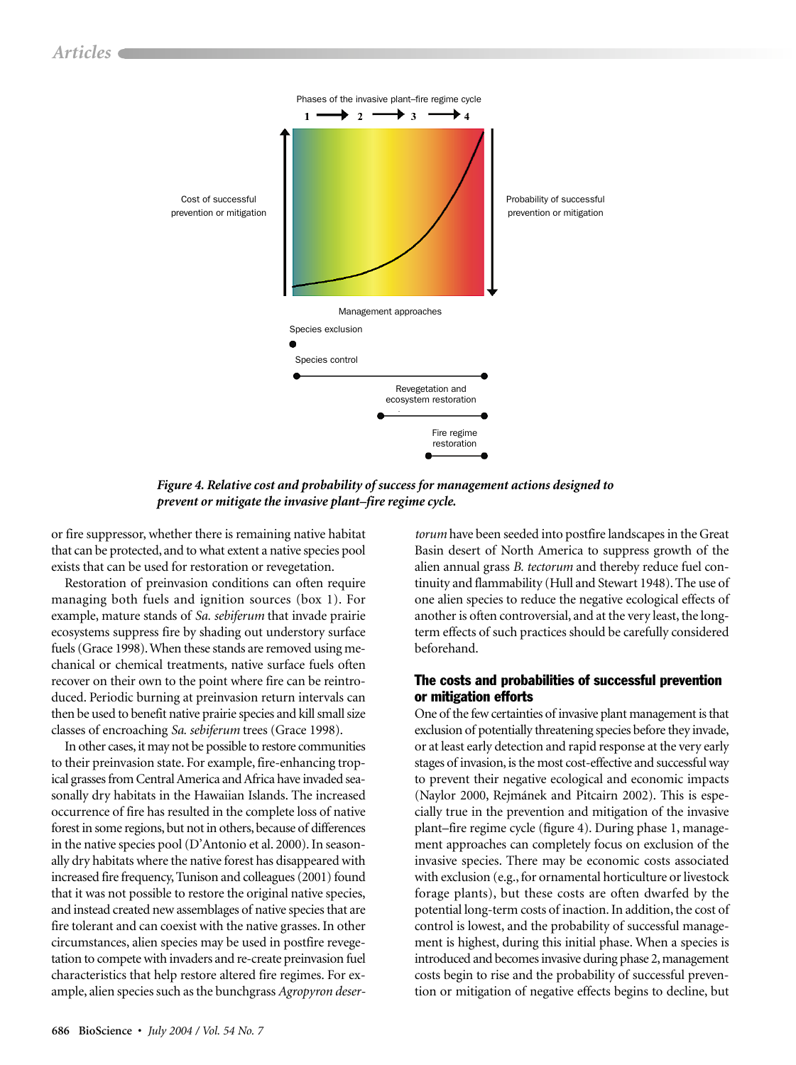Phases of the invasive plant–fire regime cycle

1 → 2 → 3 → 4

Cost of successful prevention or mitigation

Probability of successful prevention or mitigation

Management approaches

Species exclusion

Species control

Revegetation and ecosystem restoration

Fire regime restoration

*Figure 4. Relative cost and probability of success for management actions designed to prevent or mitigate the invasive plant–fire regime cycle.*

or fire suppressor, whether there is remaining native habitat that can be protected, and to what extent a native species pool exists that can be used for restoration or revegetation.

Restoration of preinvasion conditions can often require managing both fuels and ignition sources (box 1). For example, mature stands of *Sa. sebiferum* that invade prairie ecosystems suppress fire by shading out understory surface fuels (Grace 1998). When these stands are removed using mechanical or chemical treatments, native surface fuels often recover on their own to the point where fire can be reintroduced. Periodic burning at preinvasion return intervals can then be used to benefit native prairie species and kill small size classes of encroaching *Sa. sebiferum* trees (Grace 1998).

In other cases, it may not be possible to restore communities to their preinvasion state. For example, fire-enhancing tropical grasses from Central America and Africa have invaded seasonally dry habitats in the Hawaiian Islands. The increased occurrence of fire has resulted in the complete loss of native forest in some regions, but not in others, because of differences in the native species pool (D'Antonio et al. 2000). In seasonally dry habitats where the native forest has disappeared with increased fire frequency, Tunison and colleagues (2001) found that it was not possible to restore the original native species, and instead created new assemblages of native species that are fire tolerant and can coexist with the native grasses. In other circumstances, alien species may be used in postfire revegetation to compete with invaders and re-create preinvasion fuel characteristics that help restore altered fire regimes. For example, alien species such as the bunchgrass *Agropyron desertorum* have been seeded into postfire landscapes in the Great Basin desert of North America to suppress growth of the alien annual grass *B. tectorum* and thereby reduce fuel continuity and flammability (Hull and Stewart 1948). The use of one alien species to reduce the negative ecological effects of another is often controversial, and at the very least, the long-term effects of such practices should be carefully considered beforehand.

## The costs and probabilities of successful prevention or mitigation efforts

One of the few certainties of invasive plant management is that exclusion of potentially threatening species before they invade, or at least early detection and rapid response at the very early stages of invasion, is the most cost-effective and successful way to prevent their negative ecological and economic impacts (Naylor 2000, Rejmánek and Pitcairn 2002). This is especially true in the prevention and mitigation of the invasive plant–fire regime cycle (figure 4). During phase 1, management approaches can completely focus on exclusion of the invasive species. There may be economic costs associated with exclusion (e.g., for ornamental horticulture or livestock forage plants), but these costs are often dwarfed by the potential long-term costs of inaction. In addition, the cost of control is lowest, and the probability of successful management is highest, during this initial phase. When a species is introduced and becomes invasive during phase 2, management costs begin to rise and the probability of successful prevention or mitigation of negative effects begins to decline, but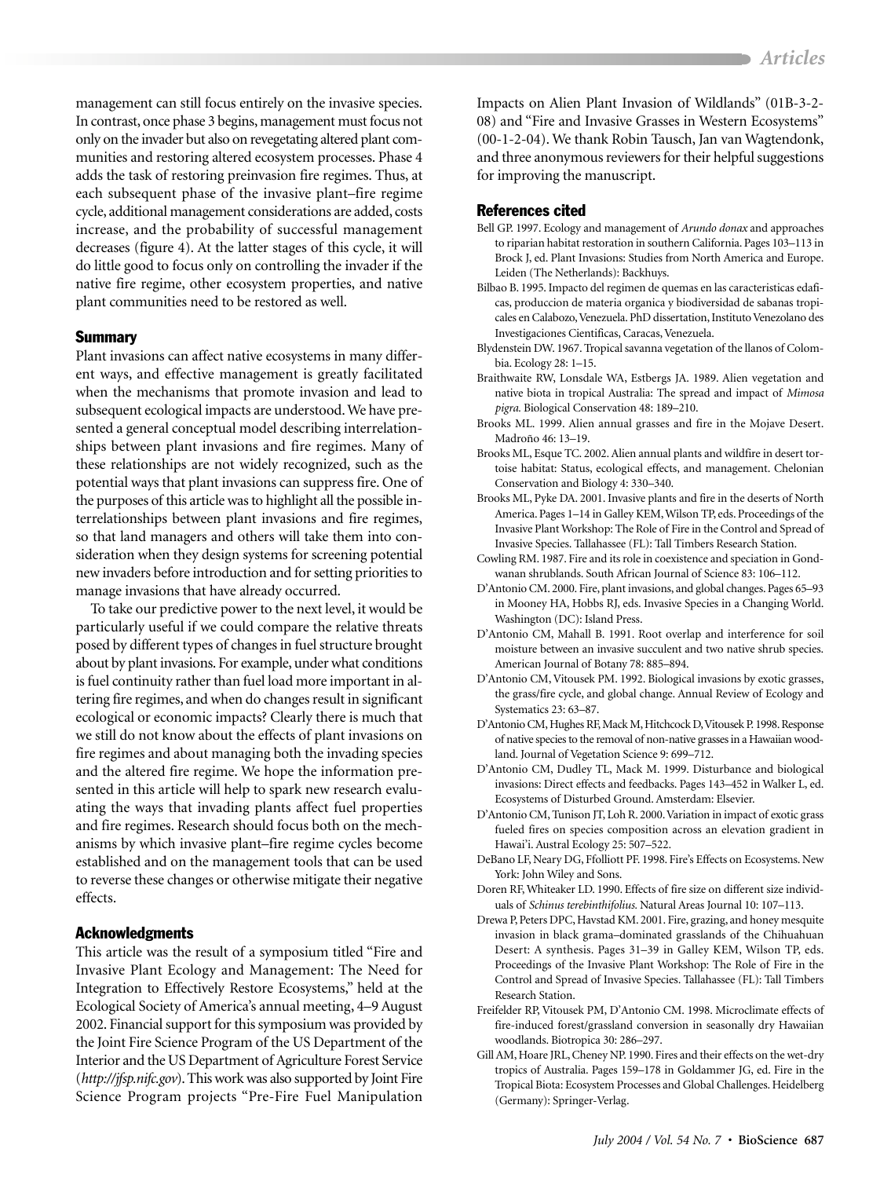management can still focus entirely on the invasive species. In contrast, once phase 3 begins, management must focus not only on the invader but also on revegetating altered plant communities and restoring altered ecosystem processes. Phase 4 adds the task of restoring preinvasion fire regimes. Thus, at each subsequent phase of the invasive plant–fire regime cycle, additional management considerations are added, costs increase, and the probability of successful management decreases (figure 4). At the latter stages of this cycle, it will do little good to focus only on controlling the invader if the native fire regime, other ecosystem properties, and native plant communities need to be restored as well.

## Summary

Plant invasions can affect native ecosystems in many different ways, and effective management is greatly facilitated when the mechanisms that promote invasion and lead to subsequent ecological impacts are understood. We have presented a general conceptual model describing interrelationships between plant invasions and fire regimes. Many of these relationships are not widely recognized, such as the potential ways that plant invasions can suppress fire. One of the purposes of this article was to highlight all the possible interrelationships between plant invasions and fire regimes, so that land managers and others will take them into consideration when they design systems for screening potential new invaders before introduction and for setting priorities to manage invasions that have already occurred.

To take our predictive power to the next level, it would be particularly useful if we could compare the relative threats posed by different types of changes in fuel structure brought about by plant invasions. For example, under what conditions is fuel continuity rather than fuel load more important in altering fire regimes, and when do changes result in significant ecological or economic impacts? Clearly there is much that we still do not know about the effects of plant invasions on fire regimes and about managing both the invading species and the altered fire regime. We hope the information presented in this article will help to spark new research evaluating the ways that invading plants affect fuel properties and fire regimes. Research should focus both on the mechanisms by which invasive plant–fire regime cycles become established and on the management tools that can be used to reverse these changes or otherwise mitigate their negative effects.

## Acknowledgments

This article was the result of a symposium titled "Fire and Invasive Plant Ecology and Management: The Need for Integration to Effectively Restore Ecosystems," held at the Ecological Society of America's annual meeting, 4–9 August 2002. Financial support for this symposium was provided by the Joint Fire Science Program of the US Department of the Interior and the US Department of Agriculture Forest Service (*http://jfsp.nifc.gov*). This work was also supported by Joint Fire Science Program projects "Pre-Fire Fuel Manipulation Impacts on Alien Plant Invasion of Wildlands" (01B-3-2-08) and "Fire and Invasive Grasses in Western Ecosystems" (00-1-2-04). We thank Robin Tausch, Jan van Wagtendonk, and three anonymous reviewers for their helpful suggestions for improving the manuscript.

## References cited

Bell GP. 1997. Ecology and management of *Arundo donax* and approaches to riparian habitat restoration in southern California. Pages 103–113 in Brock J, ed. Plant Invasions: Studies from North America and Europe. Leiden (The Netherlands): Backhuys.

Bilbao B. 1995. Impacto del regimen de quemas en las caracteristicas edaficas, produccion de materia organica y biodiversidad de sabanas tropicales en Calabozo, Venezuela. PhD dissertation, Instituto Venezolano des Investigaciones Cientificas, Caracas, Venezuela.

Blydenstein DW. 1967. Tropical savanna vegetation of the llanos of Colombia. Ecology 28: 1–15.

Braithwaite RW, Lonsdale WA, Estbergs JA. 1989. Alien vegetation and native biota in tropical Australia: The spread and impact of *Mimosa pigra*. Biological Conservation 48: 189–210.

Brooks ML. 1999. Alien annual grasses and fire in the Mojave Desert. Madroño 46: 13–19.

Brooks ML, Esque TC. 2002. Alien annual plants and wildfire in desert tortoise habitat: Status, ecological effects, and management. Chelonian Conservation and Biology 4: 330–340.

Brooks ML, Pyke DA. 2001. Invasive plants and fire in the deserts of North America. Pages 1–14 in Galley KEM, Wilson TP, eds. Proceedings of the Invasive Plant Workshop: The Role of Fire in the Control and Spread of Invasive Species. Tallahassee (FL): Tall Timbers Research Station.

Cowling RM. 1987. Fire and its role in coexistence and speciation in Gondwanan shrublands. South African Journal of Science 83: 106–112.

D'Antonio CM. 2000. Fire, plant invasions, and global changes. Pages 65–93 in Mooney HA, Hobbs RJ, eds. Invasive Species in a Changing World. Washington (DC): Island Press.

D'Antonio CM, Mahall B. 1991. Root overlap and interference for soil moisture between an invasive succulent and two native shrub species. American Journal of Botany 78: 885–894.

D'Antonio CM, Vitousek PM. 1992. Biological invasions by exotic grasses, the grass/fire cycle, and global change. Annual Review of Ecology and Systematics 23: 63–87.

D'Antonio CM, Hughes RF, Mack M, Hitchcock D, Vitousek P. 1998. Response of native species to the removal of non-native grasses in a Hawaiian woodland. Journal of Vegetation Science 9: 699–712.

D'Antonio CM, Dudley TL, Mack M. 1999. Disturbance and biological invasions: Direct effects and feedbacks. Pages 143–452 in Walker L, ed. Ecosystems of Disturbed Ground. Amsterdam: Elsevier.

D'Antonio CM, Tunison JT, Loh R. 2000. Variation in impact of exotic grass fueled fires on species composition across an elevation gradient in Hawai'i. Austral Ecology 25: 507–522.

DeBano LF, Neary DG, Ffolliott PF. 1998. Fire's Effects on Ecosystems. New York: John Wiley and Sons.

Doren RF, Whiteaker LD. 1990. Effects of fire size on different size individuals of *Schinus terebinthifolius*. Natural Areas Journal 10: 107–113.

Drewa P, Peters DPC, Havstad KM. 2001. Fire, grazing, and honey mesquite invasion in black grama–dominated grasslands of the Chihuahuan Desert: A synthesis. Pages 31–39 in Galley KEM, Wilson TP, eds. Proceedings of the Invasive Plant Workshop: The Role of Fire in the Control and Spread of Invasive Species. Tallahassee (FL): Tall Timbers Research Station.

Freifelder RP, Vitousek PM, D'Antonio CM. 1998. Microclimate effects of fire-induced forest/grassland conversion in seasonally dry Hawaiian woodlands. Biotropica 30: 286–297.

Gill AM, Hoare JRL, Cheney NP. 1990. Fires and their effects on the wet-dry tropics of Australia. Pages 159–178 in Goldammer JG, ed. Fire in the Tropical Biota: Ecosystem Processes and Global Challenges. Heidelberg (Germany): Springer-Verlag.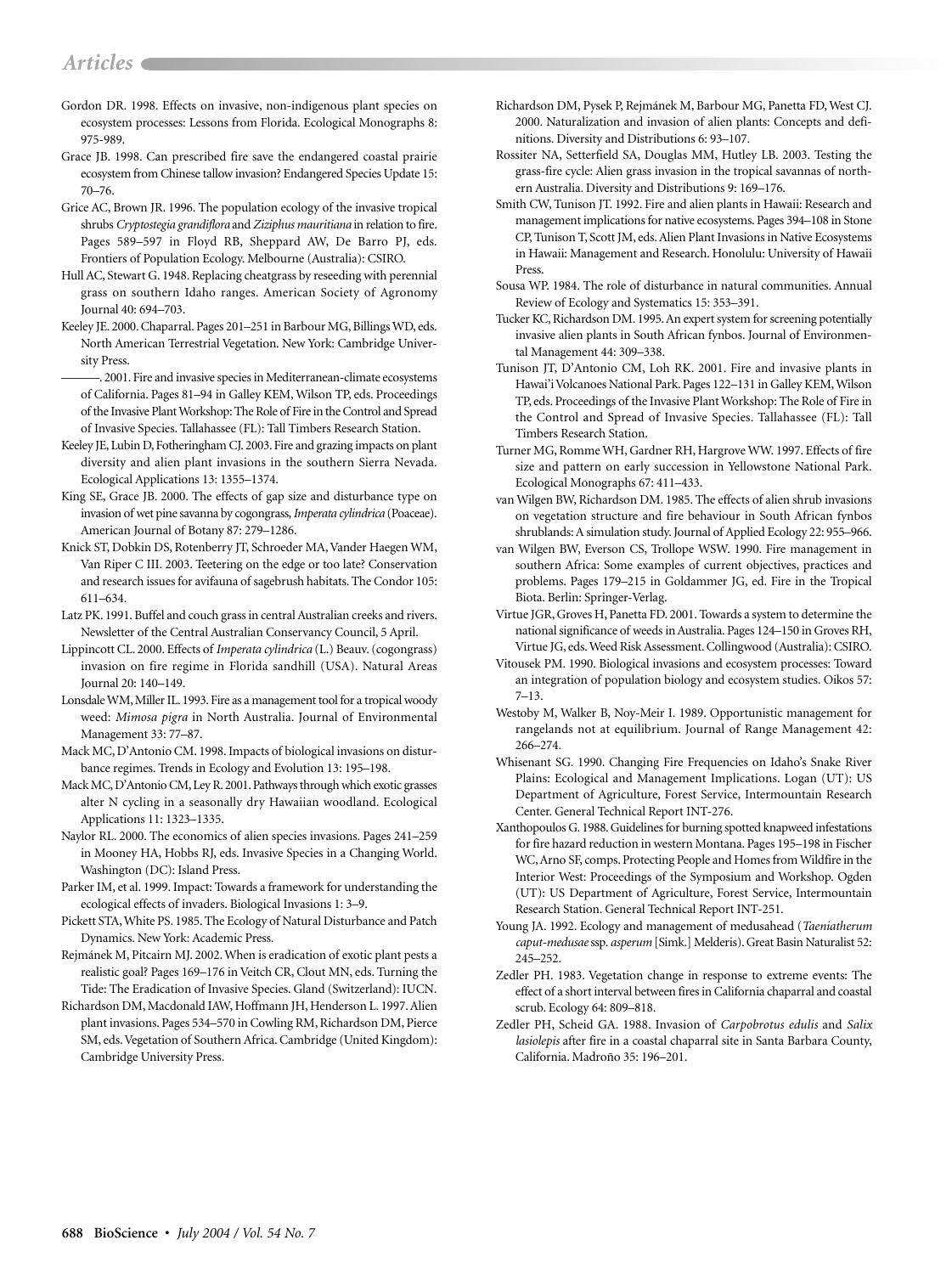Gordon DR. 1998. Effects on invasive, non-indigenous plant species on ecosystem processes: Lessons from Florida. Ecological Monographs 8: 975-989.

Grace JB. 1998. Can prescribed fire save the endangered coastal prairie ecosystem from Chinese tallow invasion? Endangered Species Update 15: 70–76.

Grice AC, Brown JR. 1996. The population ecology of the invasive tropical shrubs *Cryptostegia grandiflora* and *Ziziphus mauritiana* in relation to fire. Pages 589–597 in Floyd RB, Sheppard AW, De Barro PJ, eds. Frontiers of Population Ecology. Melbourne (Australia): CSIRO.

Hull AC, Stewart G. 1948. Replacing cheatgrass by reseeding with perennial grass on southern Idaho ranges. American Society of Agronomy Journal 40: 694–703.

Keeley JE. 2000. Chaparral. Pages 201–251 in Barbour MG, Billings WD, eds. North American Terrestrial Vegetation. New York: Cambridge University Press.

———. 2001. Fire and invasive species in Mediterranean-climate ecosystems of California. Pages 81–94 in Galley KEM, Wilson TP, eds. Proceedings of the Invasive Plant Workshop: The Role of Fire in the Control and Spread of Invasive Species. Tallahassee (FL): Tall Timbers Research Station.

Keeley JE, Lubin D, Fotheringham CJ. 2003. Fire and grazing impacts on plant diversity and alien plant invasions in the southern Sierra Nevada. Ecological Applications 13: 1355–1374.

King SE, Grace JB. 2000. The effects of gap size and disturbance type on invasion of wet pine savanna by cogongrass, *Imperata cylindrica* (Poaceae). American Journal of Botany 87: 279–1286.

Knick ST, Dobkin DS, Rotenberry JT, Schroeder MA, Vander Haegen WM, Van Riper C III. 2003. Teetering on the edge or too late? Conservation and research issues for avifauna of sagebrush habitats. The Condor 105: 611–634.

Latz PK. 1991. Buffel and couch grass in central Australian creeks and rivers. Newsletter of the Central Australian Conservancy Council, 5 April.

Lippincott CL. 2000. Effects of *Imperata cylindrica* (L.) Beauv. (cogongrass) invasion on fire regime in Florida sandhill (USA). Natural Areas Journal 20: 140–149.

Lonsdale WM, Miller IL. 1993. Fire as a management tool for a tropical woody weed: *Mimosa pigra* in North Australia. Journal of Environmental Management 33: 77–87.

Mack MC, D'Antonio CM. 1998. Impacts of biological invasions on disturbance regimes. Trends in Ecology and Evolution 13: 195–198.

Mack MC, D'Antonio CM, Ley R. 2001. Pathways through which exotic grasses alter N cycling in a seasonally dry Hawaiian woodland. Ecological Applications 11: 1323–1335.

Naylor RL. 2000. The economics of alien species invasions. Pages 241–259 in Mooney HA, Hobbs RJ, eds. Invasive Species in a Changing World. Washington (DC): Island Press.

Parker IM, et al. 1999. Impact: Towards a framework for understanding the ecological effects of invaders. Biological Invasions 1: 3–9.

Pickett STA, White PS. 1985. The Ecology of Natural Disturbance and Patch Dynamics. New York: Academic Press.

Rejmánek M, Pitcairn MJ. 2002. When is eradication of exotic plant pests a realistic goal? Pages 169–176 in Veitch CR, Clout MN, eds. Turning the Tide: The Eradication of Invasive Species. Gland (Switzerland): IUCN.

Richardson DM, Macdonald IAW, Hoffmann JH, Henderson L. 1997. Alien plant invasions. Pages 534–570 in Cowling RM, Richardson DM, Pierce SM, eds. Vegetation of Southern Africa. Cambridge (United Kingdom): Cambridge University Press.

Richardson DM, Pysek P, Rejmánek M, Barbour MG, Panetta FD, West CJ. 2000. Naturalization and invasion of alien plants: Concepts and definitions. Diversity and Distributions 6: 93–107.

Rossiter NA, Setterfield SA, Douglas MM, Hutley LB. 2003. Testing the grass-fire cycle: Alien grass invasion in the tropical savannas of northern Australia. Diversity and Distributions 9: 169–176.

Smith CW, Tunison JT. 1992. Fire and alien plants in Hawaii: Research and management implications for native ecosystems. Pages 394–108 in Stone CP, Tunison T, Scott JM, eds. Alien Plant Invasions in Native Ecosystems in Hawaii: Management and Research. Honolulu: University of Hawaii Press.

Sousa WP. 1984. The role of disturbance in natural communities. Annual Review of Ecology and Systematics 15: 353–391.

Tucker KC, Richardson DM. 1995. An expert system for screening potentially invasive alien plants in South African fynbos. Journal of Environmental Management 44: 309–338.

Tunison JT, D'Antonio CM, Loh RK. 2001. Fire and invasive plants in Hawai'i Volcanoes National Park. Pages 122–131 in Galley KEM, Wilson TP, eds. Proceedings of the Invasive Plant Workshop: The Role of Fire in the Control and Spread of Invasive Species. Tallahassee (FL): Tall Timbers Research Station.

Turner MG, Romme WH, Gardner RH, Hargrove WW. 1997. Effects of fire size and pattern on early succession in Yellowstone National Park. Ecological Monographs 67: 411–433.

van Wilgen BW, Richardson DM. 1985. The effects of alien shrub invasions on vegetation structure and fire behaviour in South African fynbos shrublands: A simulation study. Journal of Applied Ecology 22: 955–966.

van Wilgen BW, Everson CS, Trollope WSW. 1990. Fire management in southern Africa: Some examples of current objectives, practices and problems. Pages 179–215 in Goldammer JG, ed. Fire in the Tropical Biota. Berlin: Springer-Verlag.

Virtue JGR, Groves H, Panetta FD. 2001. Towards a system to determine the national significance of weeds in Australia. Pages 124–150 in Groves RH, Virtue JG, eds. Weed Risk Assessment. Collingwood (Australia): CSIRO.

Vitousek PM. 1990. Biological invasions and ecosystem processes: Toward an integration of population biology and ecosystem studies. Oikos 57: 7–13.

Westoby M, Walker B, Noy-Meir I. 1989. Opportunistic management for rangelands not at equilibrium. Journal of Range Management 42: 266–274.

Whisenant SG. 1990. Changing Fire Frequencies on Idaho's Snake River Plains: Ecological and Management Implications. Logan (UT): US Department of Agriculture, Forest Service, Intermountain Research Center. General Technical Report INT-276.

Xanthopoulos G. 1988. Guidelines for burning spotted knapweed infestations for fire hazard reduction in western Montana. Pages 195–198 in Fischer WC, Arno SF, comps. Protecting People and Homes from Wildfire in the Interior West: Proceedings of the Symposium and Workshop. Ogden (UT): US Department of Agriculture, Forest Service, Intermountain Research Station. General Technical Report INT-251.

Young JA. 1992. Ecology and management of medusahead (*Taeniatherum caput-medusae* ssp. *asperum* [Simk.] Melderis). Great Basin Naturalist 52: 245–252.

Zedler PH. 1983. Vegetation change in response to extreme events: The effect of a short interval between fires in California chaparral and coastal scrub. Ecology 64: 809–818.

Zedler PH, Scheid GA. 1988. Invasion of *Carpobrotus edulis* and *Salix lasiolepis* after fire in a coastal chaparral site in Santa Barbara County, California. Madroño 35: 196–201.